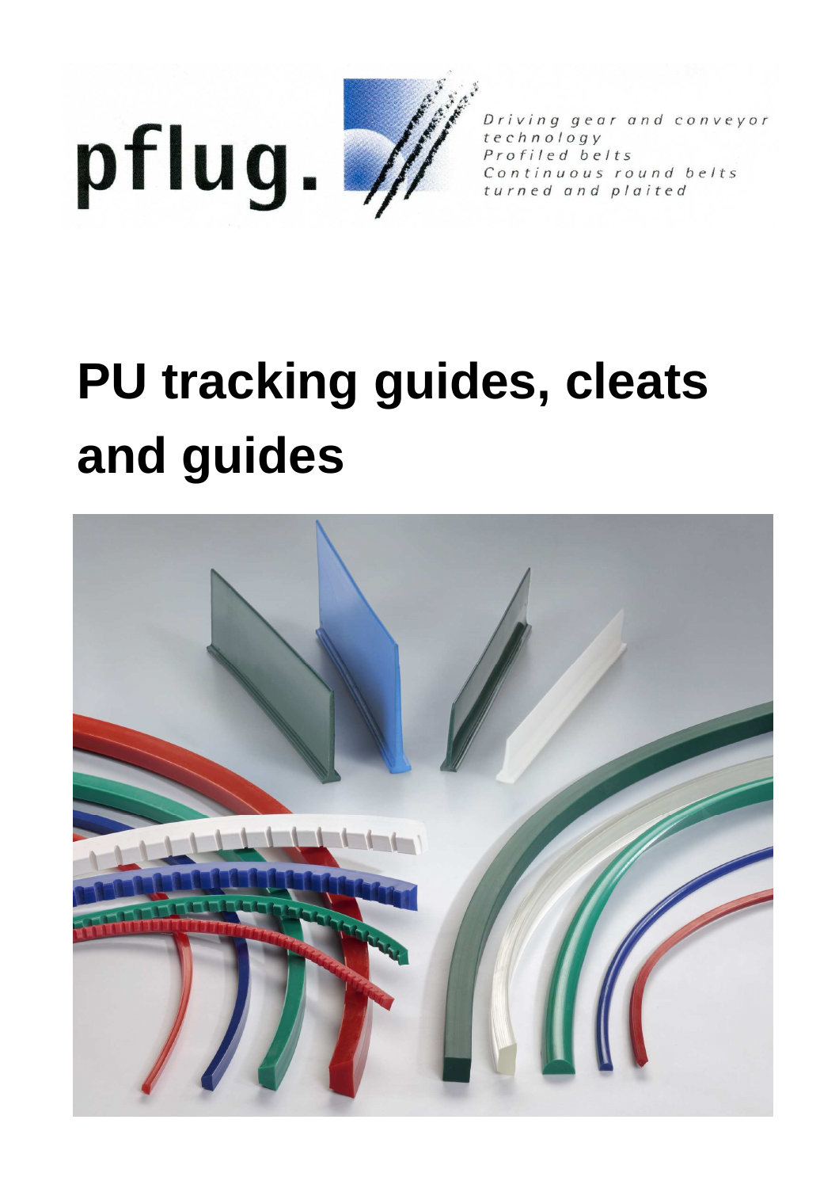pflug.

Driving gear and conveyor technology
Profiled belts
Continuous round belts
turned and plaited

# PU tracking guides, cleats and guides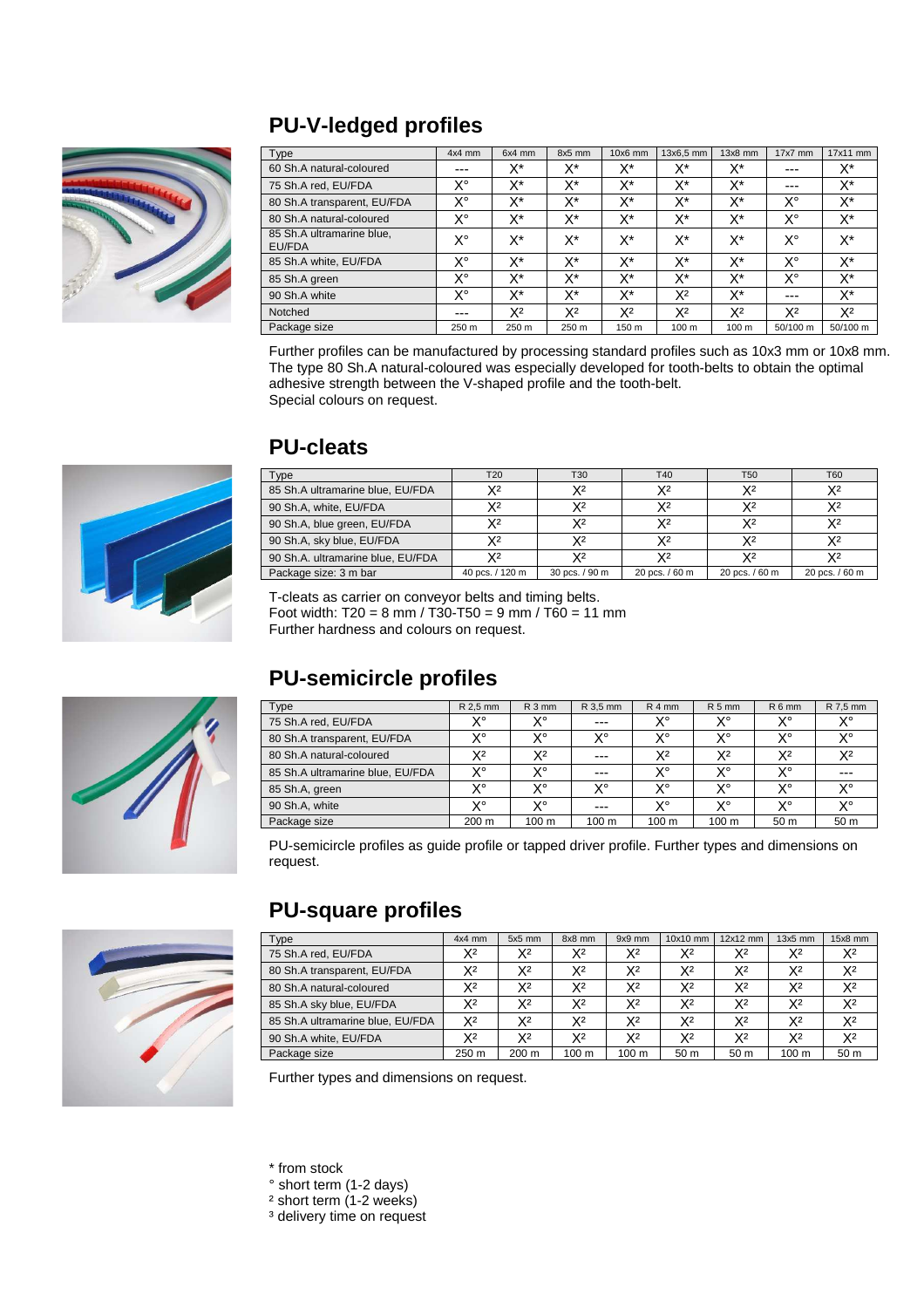## PU-V-ledged profiles

| Type | 4x4 mm | 6x4 mm | 8x5 mm | 10x6 mm | 13x6,5 mm | 13x8 mm | 17x7 mm | 17x11 mm |
|---|---|---|---|---|---|---|---|---|
| 60 Sh.A natural-coloured | --- | X* | X* | X* | X* | X* | --- | X* |
| 75 Sh.A red, EU/FDA | X° | X* | X* | X* | X* | X* | --- | X* |
| 80 Sh.A transparent, EU/FDA | X° | X* | X* | X* | X* | X* | X° | X* |
| 80 Sh.A natural-coloured | X° | X* | X* | X* | X* | X* | X° | X* |
| 85 Sh.A ultramarine blue, EU/FDA | X° | X* | X* | X* | X* | X* | X° | X* |
| 85 Sh.A white, EU/FDA | X° | X* | X* | X* | X* | X* | X° | X* |
| 85 Sh.A green | X° | X* | X* | X* | X* | X* | X° | X* |
| 90 Sh.A white | X° | X* | X* | X* | X² | X* | --- | X* |
| Notched | --- | X² | X² | X² | X² | X² | X² | X² |
| Package size | 250 m | 250 m | 250 m | 150 m | 100 m | 100 m | 50/100 m | 50/100 m |

Further profiles can be manufactured by processing standard profiles such as 10x3 mm or 10x8 mm.
The type 80 Sh.A natural-coloured was especially developed for tooth-belts to obtain the optimal adhesive strength between the V-shaped profile and the tooth-belt.
Special colours on request.

## PU-cleats

| Type | T20 | T30 | T40 | T50 | T60 |
|---|---|---|---|---|---|
| 85 Sh.A ultramarine blue, EU/FDA | X² | X² | X² | X² | X² |
| 90 Sh.A, white, EU/FDA | X² | X² | X² | X² | X² |
| 90 Sh.A, blue green, EU/FDA | X² | X² | X² | X² | X² |
| 90 Sh.A, sky blue, EU/FDA | X² | X² | X² | X² | X² |
| 90 Sh.A. ultramarine blue, EU/FDA | X² | X² | X² | X² | X² |
| Package size: 3 m bar | 40 pcs. / 120 m | 30 pcs. / 90 m | 20 pcs. / 60 m | 20 pcs. / 60 m | 20 pcs. / 60 m |

T-cleats as carrier on conveyor belts and timing belts.
Foot width: T20 = 8 mm / T30-T50 = 9 mm / T60 = 11 mm
Further hardness and colours on request.

## PU-semicircle profiles

| Type | R 2,5 mm | R 3 mm | R 3,5 mm | R 4 mm | R 5 mm | R 6 mm | R 7,5 mm |
|---|---|---|---|---|---|---|---|
| 75 Sh.A red, EU/FDA | X° | X° | --- | X° | X° | X° | X° |
| 80 Sh.A transparent, EU/FDA | X° | X° | X° | X° | X° | X° | X° |
| 80 Sh.A natural-coloured | X² | X² | --- | X² | X² | X² | X² |
| 85 Sh.A ultramarine blue, EU/FDA | X° | X° | --- | X° | X° | X° | --- |
| 85 Sh.A, green | X° | X° | X° | X° | X° | X° | X° |
| 90 Sh.A, white | X° | X° | --- | X° | X° | X° | X° |
| Package size | 200 m | 100 m | 100 m | 100 m | 100 m | 50 m | 50 m |

PU-semicircle profiles as guide profile or tapped driver profile. Further types and dimensions on request.

## PU-square profiles

| Type | 4x4 mm | 5x5 mm | 8x8 mm | 9x9 mm | 10x10 mm | 12x12 mm | 13x5 mm | 15x8 mm |
|---|---|---|---|---|---|---|---|---|
| 75 Sh.A red, EU/FDA | X² | X² | X² | X² | X² | X² | X² | X² |
| 80 Sh.A transparent, EU/FDA | X² | X² | X² | X² | X² | X² | X² | X² |
| 80 Sh.A natural-coloured | X² | X² | X² | X² | X² | X² | X² | X² |
| 85 Sh.A sky blue, EU/FDA | X² | X² | X² | X² | X² | X² | X² | X² |
| 85 Sh.A ultramarine blue, EU/FDA | X² | X² | X² | X² | X² | X² | X² | X² |
| 90 Sh.A white, EU/FDA | X² | X² | X² | X² | X² | X² | X² | X² |
| Package size | 250 m | 200 m | 100 m | 100 m | 50 m | 50 m | 100 m | 50 m |

Further types and dimensions on request.

\* from stock
° short term (1-2 days)
² short term (1-2 weeks)
³ delivery time on request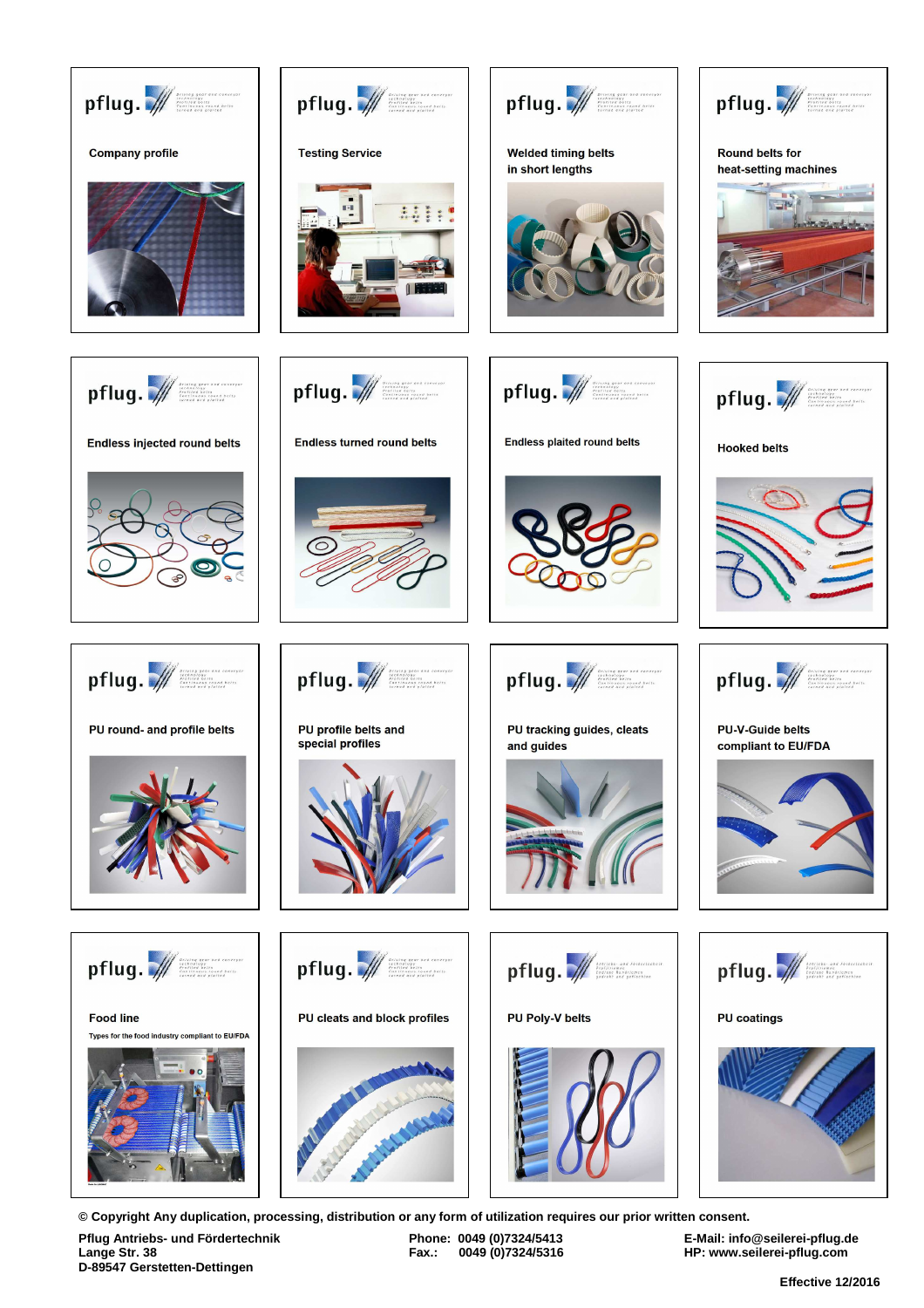pflug.

Company profile

pflug.

Testing Service

pflug.

Welded timing belts in short lengths

pflug.

Round belts for heat-setting machines

pflug.

Endless injected round belts

pflug.

Endless turned round belts

pflug.

Endless plaited round belts

pflug.

Hooked belts

pflug.

PU round- and profile belts

pflug.

PU profile belts and special profiles

pflug.

PU tracking guides, cleats and guides

pflug.

PU-V-Guide belts compliant to EU/FDA

pflug.

Food line

Types for the food industry compliant to EU/FDA

pflug.

PU cleats and block profiles

pflug.

PU Poly-V belts

pflug.

PU coatings

**© Copyright Any duplication, processing, distribution or any form of utilization requires our prior written consent.**

**Pflug Antriebs- und Fördertechnik**
**Lange Str. 38**
**D-89547 Gerstetten-Dettingen**

**Phone: 0049 (0)7324/5413**
**Fax.: 0049 (0)7324/5316**

**E-Mail: info@seilerei-pflug.de**
**HP: www.seilerei-pflug.com**

**Effective 12/2016**